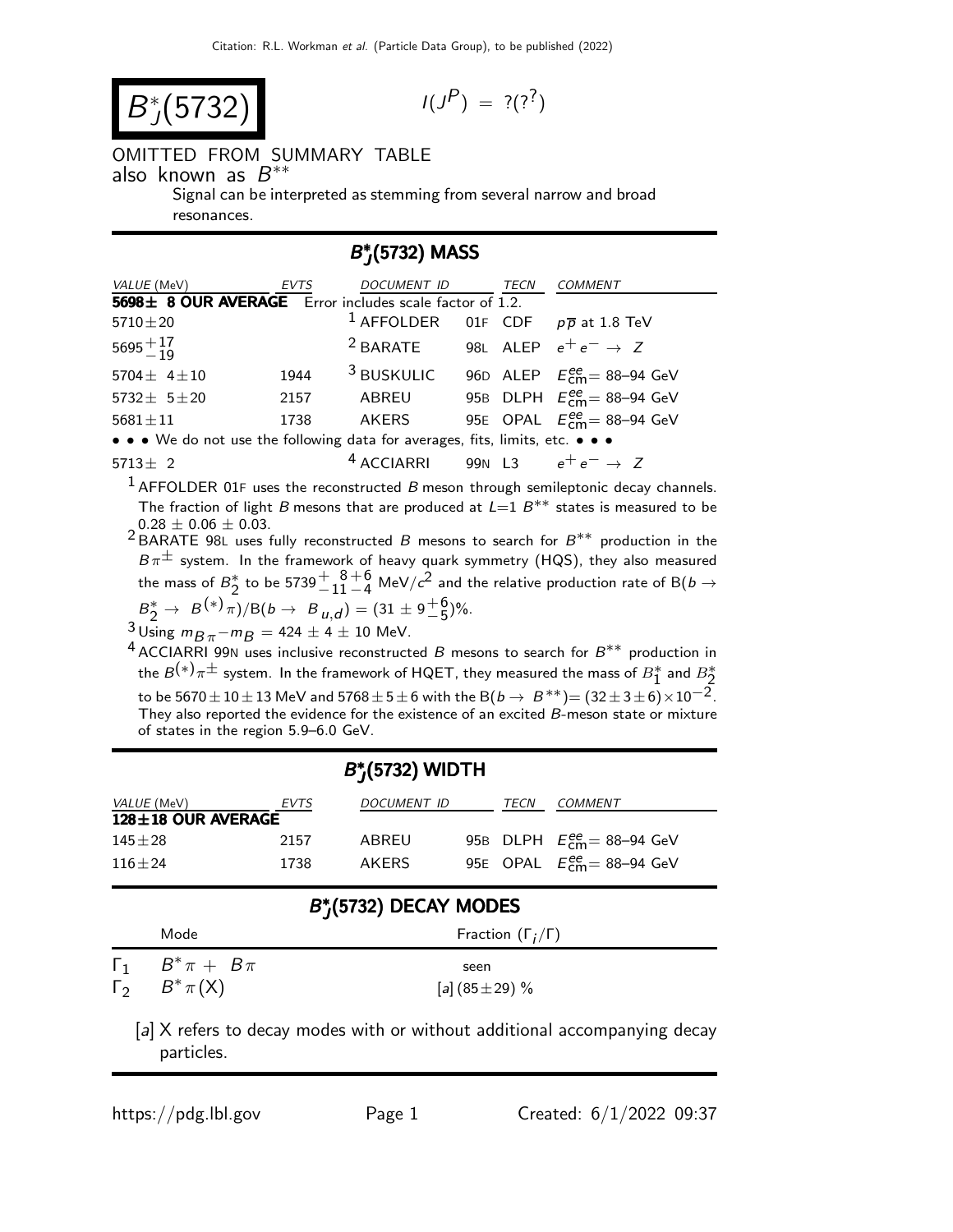# $B_J^*(5732)$

$I(J^P) = ?(?^?)$

OMITTED FROM SUMMARY TABLE

also known as $B^{**}$

Signal can be interpreted as stemming from several narrow and broad resonances.

## $B_J^*(5732)$ MASS

| VALUE (MeV) | EVTS | DOCUMENT ID | | TECN | COMMENT |
|---|---|---|---|---|---|
| **5698± 8 OUR AVERAGE** | Error includes scale factor of 1.2. | | | | |
| $5710 \pm 20$ | | [1] AFFOLDER | 01F | CDF | $p\overline{p}$ at 1.8 TeV |
| $5695^{+17}_{-19}$ | | [2] BARATE | 98L | ALEP | $e^+ e^- \rightarrow Z$ |
| $5704 \pm 4 \pm 10$ | 1944 | [3] BUSKULIC | 96D | ALEP | $E^{ee}_{\rm cm}$= 88–94 GeV |
| $5732 \pm 5 \pm 20$ | 2157 | ABREU | 95B | DLPH | $E^{ee}_{\rm cm}$= 88–94 GeV |
| $5681 \pm 11$ | 1738 | AKERS | 95E | OPAL | $E^{ee}_{\rm cm}$= 88–94 GeV |
| • • • We do not use the following data for averages, fits, limits, etc. • • • | | | | | |
| $5713 \pm 2$ | | [4] ACCIARRI | 99N | L3 | $e^+ e^- \rightarrow Z$ |

[1] AFFOLDER 01F uses the reconstructed $B$ meson through semileptonic decay channels. The fraction of light $B$ mesons that are produced at $L$=1 $B^{**}$ states is measured to be $0.28 \pm 0.06 \pm 0.03$.

[2] BARATE 98L uses fully reconstructed $B$ mesons to search for $B^{**}$ production in the $B\pi^{\pm}$ system. In the framework of heavy quark symmetry (HQS), they also measured the mass of $B_2^*$ to be $5739^{+8}_{-11}{}^{+6}_{-4}$ MeV/$c^2$ and the relative production rate of $B(b \rightarrow B_2^* \rightarrow B^{(*)}\pi)/B(b \rightarrow B_{u,d}) = (31 \pm 9^{+6}_{-5})$%.

[3] Using $m_{B\pi} - m_B = 424 \pm 4 \pm 10$ MeV.

[4] ACCIARRI 99N uses inclusive reconstructed $B$ mesons to search for $B^{**}$ production in the $B^{(*)}\pi^{\pm}$ system. In the framework of HQET, they measured the mass of $B_1^*$ and $B_2^*$ to be $5670 \pm 10 \pm 13$ MeV and $5768 \pm 5 \pm 6$ with the $B(b \rightarrow B^{**}) = (32 \pm 3 \pm 6) \times 10^{-2}$. They also reported the evidence for the existence of an excited $B$-meson state or mixture of states in the region 5.9–6.0 GeV.

## $B_J^*(5732)$ WIDTH

| VALUE (MeV) | EVTS | DOCUMENT ID | | TECN | COMMENT |
|---|---|---|---|---|---|
| **128±18 OUR AVERAGE** | | | | | |
| $145 \pm 28$ | 2157 | ABREU | 95B | DLPH | $E^{ee}_{\rm cm}$= 88–94 GeV |
| $116 \pm 24$ | 1738 | AKERS | 95E | OPAL | $E^{ee}_{\rm cm}$= 88–94 GeV |

## $B_J^*(5732)$ DECAY MODES

| | Mode | Fraction ($\Gamma_i/\Gamma$) |
|---|---|---|
| $\Gamma_1$ | $B^*\pi + B\pi$ | seen |
| $\Gamma_2$ | $B^*\pi(X)$ | [a] $(85 \pm 29)$ % |

[a] X refers to decay modes with or without additional accompanying decay particles.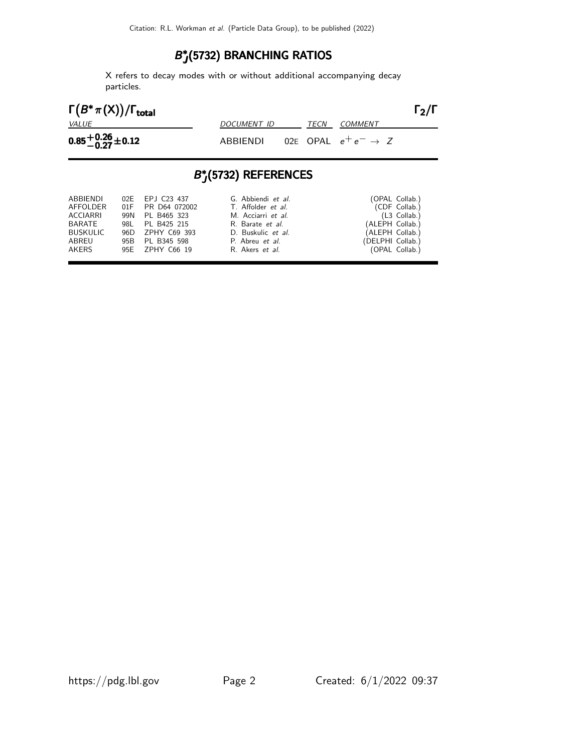# $B_J^*(5732)$ BRANCHING RATIOS

X refers to decay modes with or without additional accompanying decay particles.

## $\Gamma(B^* \pi (X))/\Gamma_{\text{total}}$ $\qquad \Gamma_2/\Gamma$

| *VALUE* | *DOCUMENT ID* | | *TECN* | *COMMENT* |
|---|---|---|---|---|
| $\mathbf{0.85^{+0.26}_{-0.27} \pm 0.12}$ | ABBIENDI | 02E | OPAL | $e^+ e^- \to Z$ |

# $B_J^*(5732)$ REFERENCES

| | | | | |
|---|---|---|---|---|
| ABBIENDI | 02E | EPJ C23 437 | G. Abbiendi *et al.* | (OPAL Collab.) |
| AFFOLDER | 01F | PR D64 072002 | T. Affolder *et al.* | (CDF Collab.) |
| ACCIARRI | 99N | PL B465 323 | M. Acciarri *et al.* | (L3 Collab.) |
| BARATE | 98L | PL B425 215 | R. Barate *et al.* | (ALEPH Collab.) |
| BUSKULIC | 96D | ZPHY C69 393 | D. Buskulic *et al.* | (ALEPH Collab.) |
| ABREU | 95B | PL B345 598 | P. Abreu *et al.* | (DELPHI Collab.) |
| AKERS | 95E | ZPHY C66 19 | R. Akers *et al.* | (OPAL Collab.) |